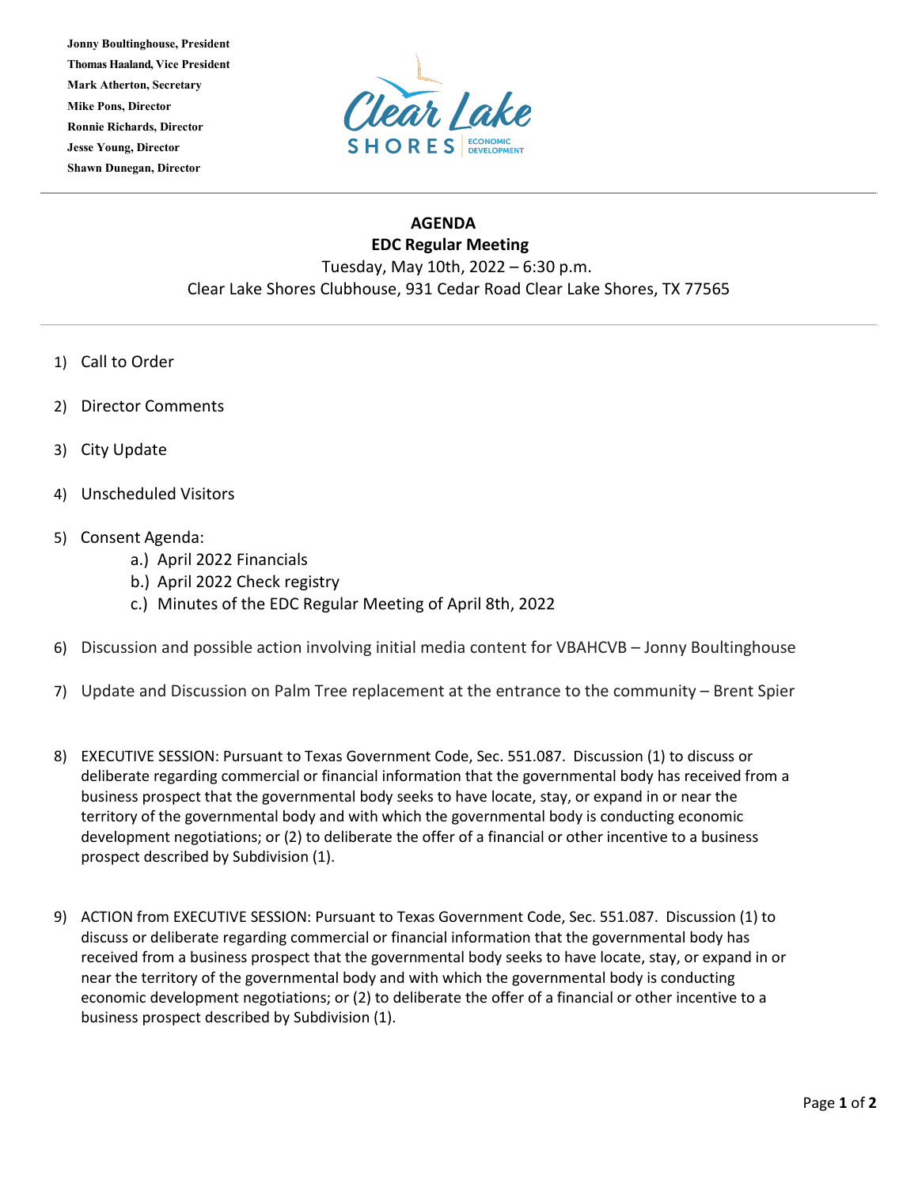**Jonny Boultinghouse, President**
**Thomas Haaland, Vice President**
**Mark Atherton, Secretary**
**Mike Pons, Director**
**Ronnie Richards, Director**
**Jesse Young, Director**
**Shawn Dunegan, Director**

Clear Lake SHORES ECONOMIC DEVELOPMENT

---

# AGENDA

## EDC Regular Meeting

Tuesday, May 10th, 2022 – 6:30 p.m.
Clear Lake Shores Clubhouse, 931 Cedar Road Clear Lake Shores, TX 77565

---

1) Call to Order

2) Director Comments

3) City Update

4) Unscheduled Visitors

5) Consent Agenda:
   a.) April 2022 Financials
   b.) April 2022 Check registry
   c.) Minutes of the EDC Regular Meeting of April 8th, 2022

6) Discussion and possible action involving initial media content for VBAHCVB – Jonny Boultinghouse

7) Update and Discussion on Palm Tree replacement at the entrance to the community – Brent Spier

8) EXECUTIVE SESSION: Pursuant to Texas Government Code, Sec. 551.087. Discussion (1) to discuss or deliberate regarding commercial or financial information that the governmental body has received from a business prospect that the governmental body seeks to have locate, stay, or expand in or near the territory of the governmental body and with which the governmental body is conducting economic development negotiations; or (2) to deliberate the offer of a financial or other incentive to a business prospect described by Subdivision (1).

9) ACTION from EXECUTIVE SESSION: Pursuant to Texas Government Code, Sec. 551.087. Discussion (1) to discuss or deliberate regarding commercial or financial information that the governmental body has received from a business prospect that the governmental body seeks to have locate, stay, or expand in or near the territory of the governmental body and with which the governmental body is conducting economic development negotiations; or (2) to deliberate the offer of a financial or other incentive to a business prospect described by Subdivision (1).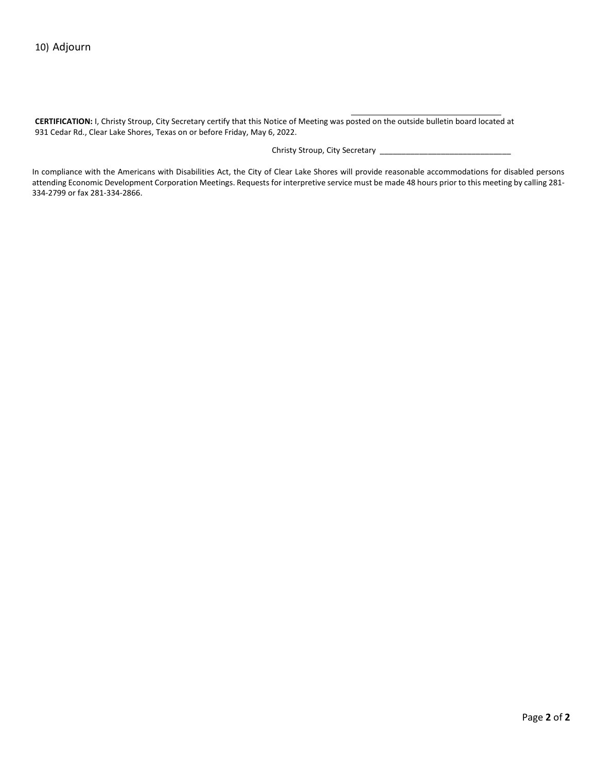10) Adjourn

**CERTIFICATION:** I, Christy Stroup, City Secretary certify that this Notice of Meeting was posted on the outside bulletin board located at 931 Cedar Rd., Clear Lake Shores, Texas on or before Friday, May 6, 2022.

Christy Stroup, City Secretary ______________________________

In compliance with the Americans with Disabilities Act, the City of Clear Lake Shores will provide reasonable accommodations for disabled persons attending Economic Development Corporation Meetings. Requests for interpretive service must be made 48 hours prior to this meeting by calling 281-334-2799 or fax 281-334-2866.